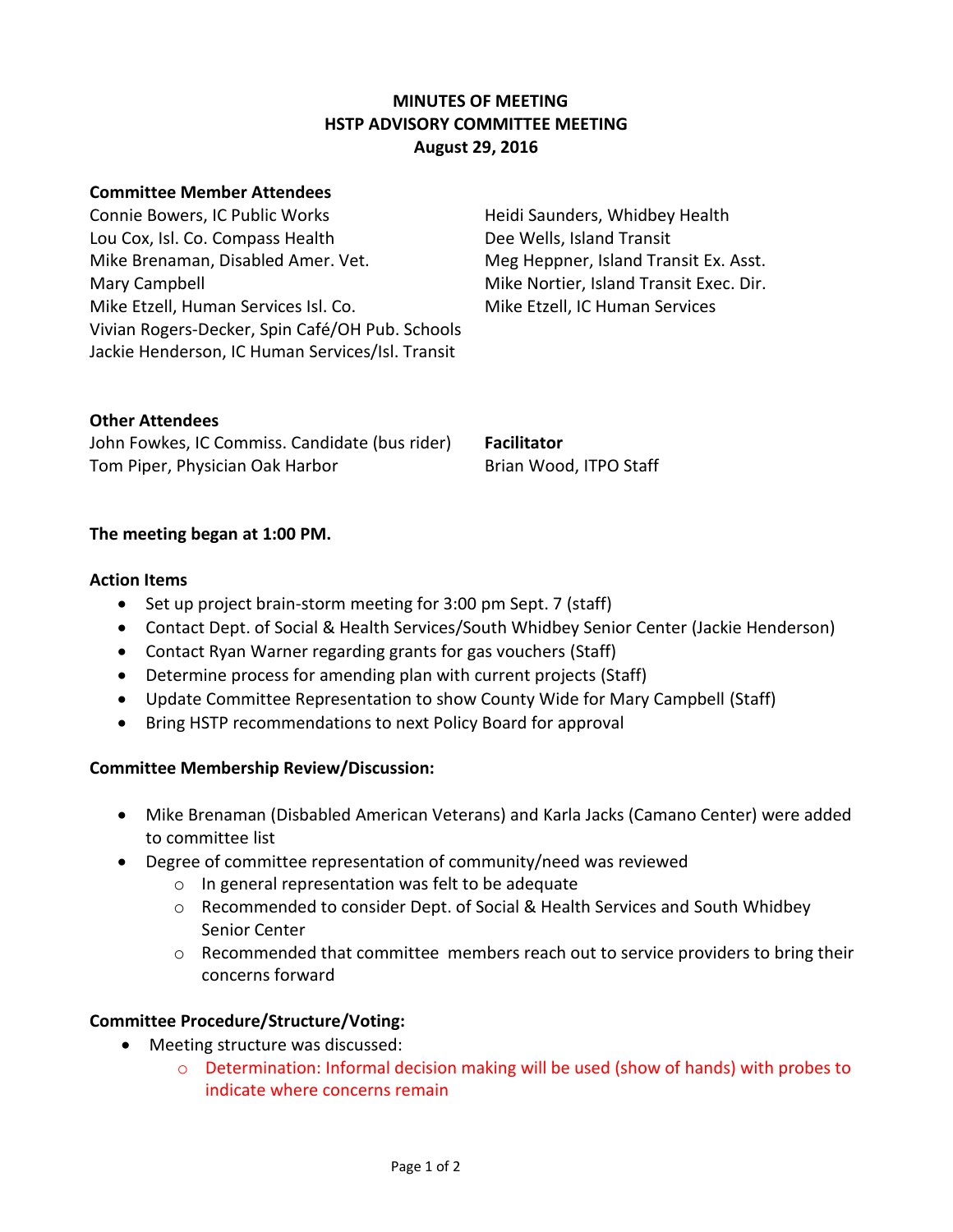# MINUTES OF MEETING
# HSTP ADVISORY COMMITTEE MEETING
# August 29, 2016

**Committee Member Attendees**

Connie Bowers, IC Public Works
Lou Cox, Isl. Co. Compass Health
Mike Brenaman, Disabled Amer. Vet.
Mary Campbell
Mike Etzell, Human Services Isl. Co.
Vivian Rogers-Decker, Spin Café/OH Pub. Schools
Jackie Henderson, IC Human Services/Isl. Transit
Heidi Saunders, Whidbey Health
Dee Wells, Island Transit
Meg Heppner, Island Transit Ex. Asst.
Mike Nortier, Island Transit Exec. Dir.
Mike Etzell, IC Human Services

**Other Attendees**

John Fowkes, IC Commiss. Candidate (bus rider)
Tom Piper, Physician Oak Harbor

**Facilitator**

Brian Wood, ITPO Staff

**The meeting began at 1:00 PM.**

**Action Items**

- Set up project brain-storm meeting for 3:00 pm Sept. 7 (staff)
- Contact Dept. of Social & Health Services/South Whidbey Senior Center (Jackie Henderson)
- Contact Ryan Warner regarding grants for gas vouchers (Staff)
- Determine process for amending plan with current projects (Staff)
- Update Committee Representation to show County Wide for Mary Campbell (Staff)
- Bring HSTP recommendations to next Policy Board for approval

**Committee Membership Review/Discussion:**

- Mike Brenaman (Disbabled American Veterans) and Karla Jacks (Camano Center) were added to committee list
- Degree of committee representation of community/need was reviewed
  - In general representation was felt to be adequate
  - Recommended to consider Dept. of Social & Health Services and South Whidbey Senior Center
  - Recommended that committee members reach out to service providers to bring their concerns forward

**Committee Procedure/Structure/Voting:**

- Meeting structure was discussed:
  - Determination: Informal decision making will be used (show of hands) with probes to indicate where concerns remain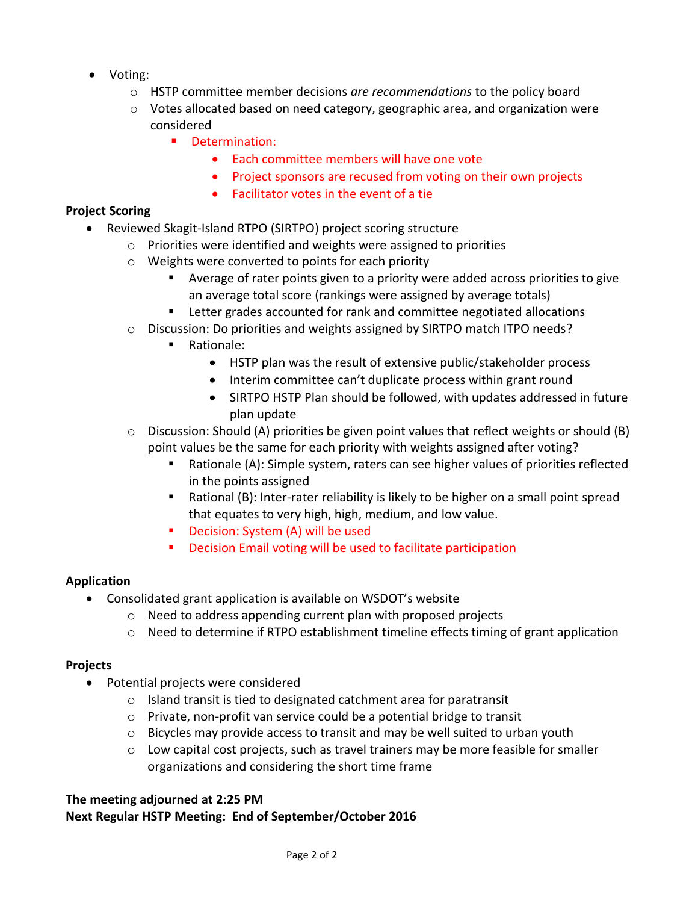- Voting:
  - HSTP committee member decisions *are recommendations* to the policy board
  - Votes allocated based on need category, geographic area, and organization were considered
    - Determination:
      - Each committee members will have one vote
      - Project sponsors are recused from voting on their own projects
      - Facilitator votes in the event of a tie

**Project Scoring**

- Reviewed Skagit-Island RTPO (SIRTPO) project scoring structure
  - Priorities were identified and weights were assigned to priorities
  - Weights were converted to points for each priority
    - Average of rater points given to a priority were added across priorities to give an average total score (rankings were assigned by average totals)
    - Letter grades accounted for rank and committee negotiated allocations
  - Discussion: Do priorities and weights assigned by SIRTPO match ITPO needs?
    - Rationale:
      - HSTP plan was the result of extensive public/stakeholder process
      - Interim committee can't duplicate process within grant round
      - SIRTPO HSTP Plan should be followed, with updates addressed in future plan update
  - Discussion: Should (A) priorities be given point values that reflect weights or should (B) point values be the same for each priority with weights assigned after voting?
    - Rationale (A): Simple system, raters can see higher values of priorities reflected in the points assigned
    - Rational (B): Inter-rater reliability is likely to be higher on a small point spread that equates to very high, high, medium, and low value.
    - Decision: System (A) will be used
    - Decision Email voting will be used to facilitate participation

**Application**

- Consolidated grant application is available on WSDOT's website
  - Need to address appending current plan with proposed projects
  - Need to determine if RTPO establishment timeline effects timing of grant application

**Projects**

- Potential projects were considered
  - Island transit is tied to designated catchment area for paratransit
  - Private, non-profit van service could be a potential bridge to transit
  - Bicycles may provide access to transit and may be well suited to urban youth
  - Low capital cost projects, such as travel trainers may be more feasible for smaller organizations and considering the short time frame

**The meeting adjourned at 2:25 PM**
**Next Regular HSTP Meeting: End of September/October 2016**